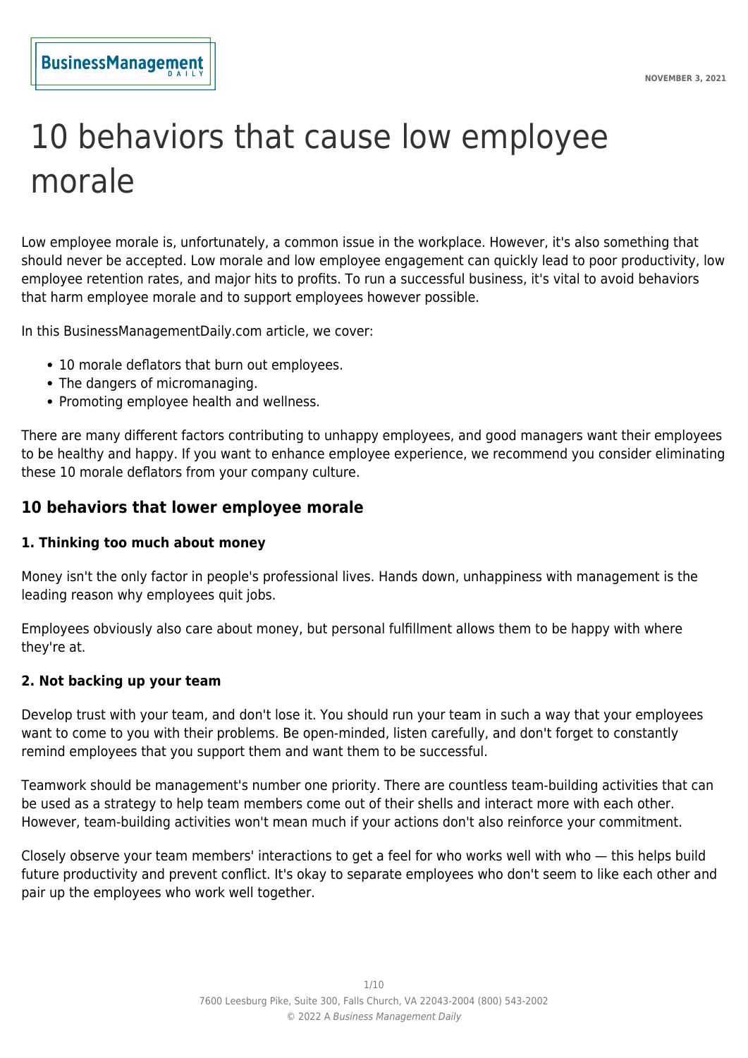# 10 behaviors that cause low employee morale

Low employee morale is, unfortunately, a common issue in the workplace. However, it's also something that should never be accepted. Low morale and low employee engagement can quickly lead to poor productivity, low employee retention rates, and major hits to profits. To run a successful business, it's vital to avoid behaviors that harm employee morale and to support employees however possible.

In this BusinessManagementDaily.com article, we cover:

- 10 morale deflators that burn out employees.
- The dangers of micromanaging.
- Promoting employee health and wellness.

There are many different factors contributing to unhappy employees, and good managers want their employees to be healthy and happy. If you want to enhance employee experience, we recommend you consider eliminating these 10 morale deflators from your company culture.

## 10 behaviors that lower employee morale

### 1. Thinking too much about money

Money isn't the only factor in people's professional lives. Hands down, unhappiness with management is the leading reason why employees quit jobs.

Employees obviously also care about money, but personal fulfillment allows them to be happy with where they're at.

### 2. Not backing up your team

Develop trust with your team, and don't lose it. You should run your team in such a way that your employees want to come to you with their problems. Be open-minded, listen carefully, and don't forget to constantly remind employees that you support them and want them to be successful.

Teamwork should be management's number one priority. There are countless team-building activities that can be used as a strategy to help team members come out of their shells and interact more with each other. However, team-building activities won't mean much if your actions don't also reinforce your commitment.

Closely observe your team members' interactions to get a feel for who works well with who — this helps build future productivity and prevent conflict. It's okay to separate employees who don't seem to like each other and pair up the employees who work well together.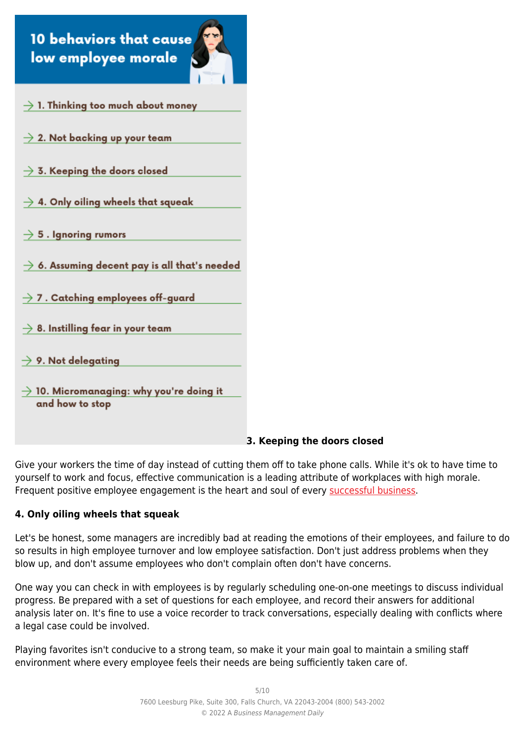## 10 behaviors that cause low employee morale

- 1. Thinking too much about money
- 2. Not backing up your team
- 3. Keeping the doors closed
- 4. Only oiling wheels that squeak
- 5 . Ignoring rumors
- 6. Assuming decent pay is all that's needed
- 7 . Catching employees off-guard
- 8. Instilling fear in your team
- 9. Not delegating
- 10. Micromanaging: why you're doing it and how to stop

**3. Keeping the doors closed**

Give your workers the time of day instead of cutting them off to take phone calls. While it's ok to have time to yourself to work and focus, effective communication is a leading attribute of workplaces with high morale. Frequent positive employee engagement is the heart and soul of every successful business.

**4. Only oiling wheels that squeak**

Let's be honest, some managers are incredibly bad at reading the emotions of their employees, and failure to do so results in high employee turnover and low employee satisfaction. Don't just address problems when they blow up, and don't assume employees who don't complain often don't have concerns.

One way you can check in with employees is by regularly scheduling one-on-one meetings to discuss individual progress. Be prepared with a set of questions for each employee, and record their answers for additional analysis later on. It's fine to use a voice recorder to track conversations, especially dealing with conflicts where a legal case could be involved.

Playing favorites isn't conducive to a strong team, so make it your main goal to maintain a smiling staff environment where every employee feels their needs are being sufficiently taken care of.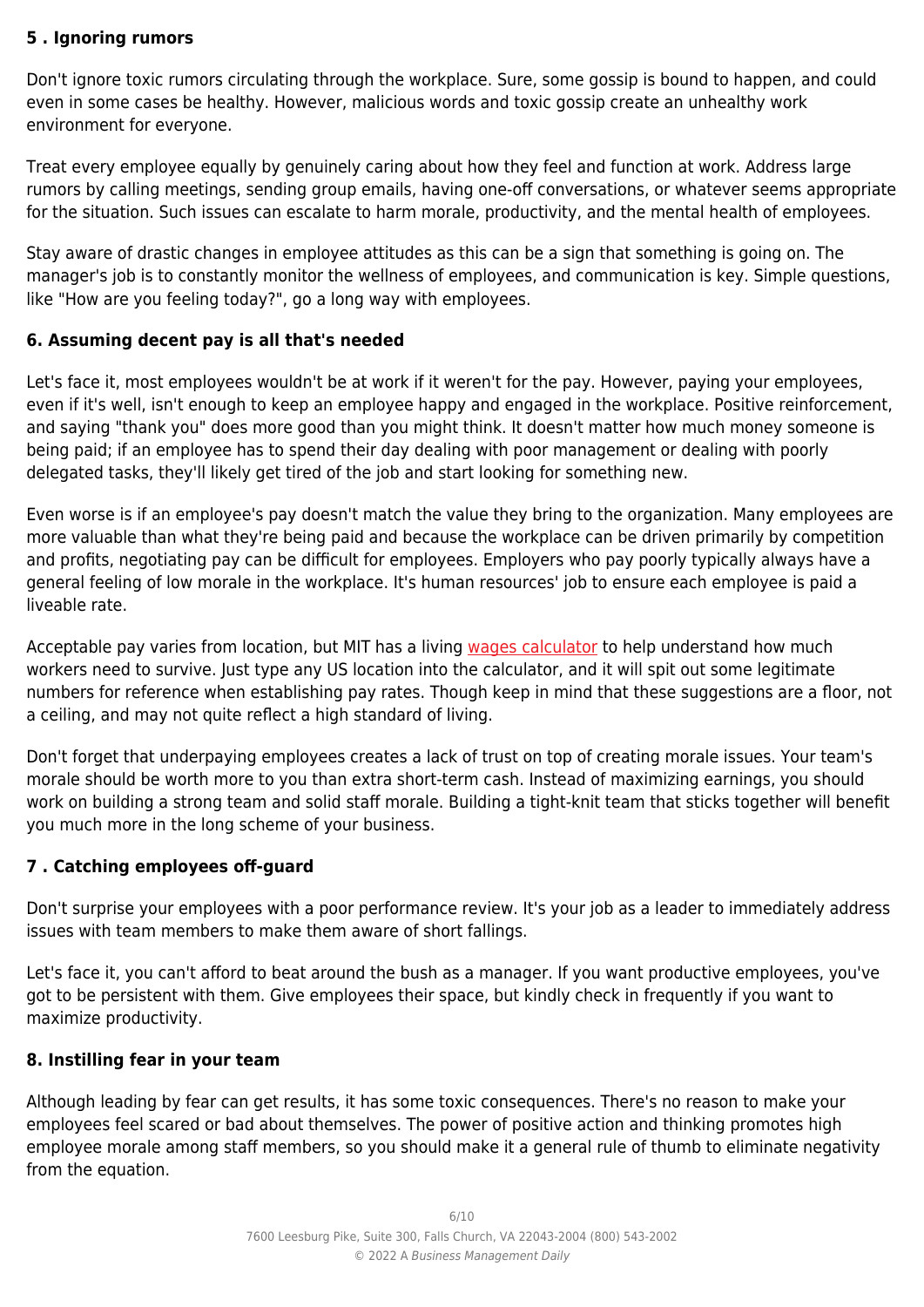### 5 . Ignoring rumors

Don't ignore toxic rumors circulating through the workplace. Sure, some gossip is bound to happen, and could even in some cases be healthy. However, malicious words and toxic gossip create an unhealthy work environment for everyone.

Treat every employee equally by genuinely caring about how they feel and function at work. Address large rumors by calling meetings, sending group emails, having one-off conversations, or whatever seems appropriate for the situation. Such issues can escalate to harm morale, productivity, and the mental health of employees.

Stay aware of drastic changes in employee attitudes as this can be a sign that something is going on. The manager's job is to constantly monitor the wellness of employees, and communication is key. Simple questions, like "How are you feeling today?", go a long way with employees.

### 6. Assuming decent pay is all that's needed

Let's face it, most employees wouldn't be at work if it weren't for the pay. However, paying your employees, even if it's well, isn't enough to keep an employee happy and engaged in the workplace. Positive reinforcement, and saying "thank you" does more good than you might think. It doesn't matter how much money someone is being paid; if an employee has to spend their day dealing with poor management or dealing with poorly delegated tasks, they'll likely get tired of the job and start looking for something new.

Even worse is if an employee's pay doesn't match the value they bring to the organization. Many employees are more valuable than what they're being paid and because the workplace can be driven primarily by competition and profits, negotiating pay can be difficult for employees. Employers who pay poorly typically always have a general feeling of low morale in the workplace. It's human resources' job to ensure each employee is paid a liveable rate.

Acceptable pay varies from location, but MIT has a living wages calculator to help understand how much workers need to survive. Just type any US location into the calculator, and it will spit out some legitimate numbers for reference when establishing pay rates. Though keep in mind that these suggestions are a floor, not a ceiling, and may not quite reflect a high standard of living.

Don't forget that underpaying employees creates a lack of trust on top of creating morale issues. Your team's morale should be worth more to you than extra short-term cash. Instead of maximizing earnings, you should work on building a strong team and solid staff morale. Building a tight-knit team that sticks together will benefit you much more in the long scheme of your business.

### 7 . Catching employees off-guard

Don't surprise your employees with a poor performance review. It's your job as a leader to immediately address issues with team members to make them aware of short fallings.

Let's face it, you can't afford to beat around the bush as a manager. If you want productive employees, you've got to be persistent with them. Give employees their space, but kindly check in frequently if you want to maximize productivity.

### 8. Instilling fear in your team

Although leading by fear can get results, it has some toxic consequences. There's no reason to make your employees feel scared or bad about themselves. The power of positive action and thinking promotes high employee morale among staff members, so you should make it a general rule of thumb to eliminate negativity from the equation.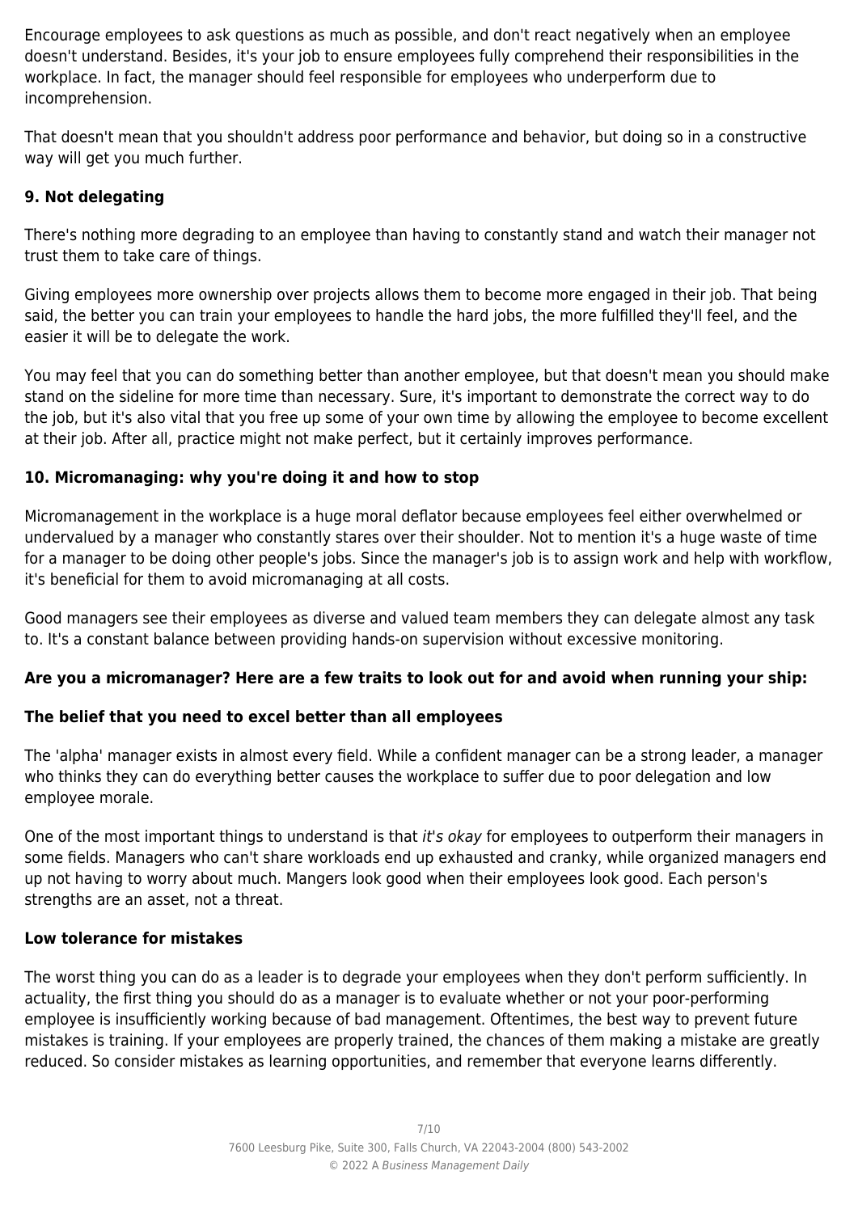Encourage employees to ask questions as much as possible, and don't react negatively when an employee doesn't understand. Besides, it's your job to ensure employees fully comprehend their responsibilities in the workplace. In fact, the manager should feel responsible for employees who underperform due to incomprehension.

That doesn't mean that you shouldn't address poor performance and behavior, but doing so in a constructive way will get you much further.

### 9. Not delegating

There's nothing more degrading to an employee than having to constantly stand and watch their manager not trust them to take care of things.

Giving employees more ownership over projects allows them to become more engaged in their job. That being said, the better you can train your employees to handle the hard jobs, the more fulfilled they'll feel, and the easier it will be to delegate the work.

You may feel that you can do something better than another employee, but that doesn't mean you should make stand on the sideline for more time than necessary. Sure, it's important to demonstrate the correct way to do the job, but it's also vital that you free up some of your own time by allowing the employee to become excellent at their job. After all, practice might not make perfect, but it certainly improves performance.

### 10. Micromanaging: why you're doing it and how to stop

Micromanagement in the workplace is a huge moral deflator because employees feel either overwhelmed or undervalued by a manager who constantly stares over their shoulder. Not to mention it's a huge waste of time for a manager to be doing other people's jobs. Since the manager's job is to assign work and help with workflow, it's beneficial for them to avoid micromanaging at all costs.

Good managers see their employees as diverse and valued team members they can delegate almost any task to. It's a constant balance between providing hands-on supervision without excessive monitoring.

**Are you a micromanager? Here are a few traits to look out for and avoid when running your ship:**

**The belief that you need to excel better than all employees**

The 'alpha' manager exists in almost every field. While a confident manager can be a strong leader, a manager who thinks they can do everything better causes the workplace to suffer due to poor delegation and low employee morale.

One of the most important things to understand is that *it's okay* for employees to outperform their managers in some fields. Managers who can't share workloads end up exhausted and cranky, while organized managers end up not having to worry about much. Mangers look good when their employees look good. Each person's strengths are an asset, not a threat.

**Low tolerance for mistakes**

The worst thing you can do as a leader is to degrade your employees when they don't perform sufficiently. In actuality, the first thing you should do as a manager is to evaluate whether or not your poor-performing employee is insufficiently working because of bad management. Oftentimes, the best way to prevent future mistakes is training. If your employees are properly trained, the chances of them making a mistake are greatly reduced. So consider mistakes as learning opportunities, and remember that everyone learns differently.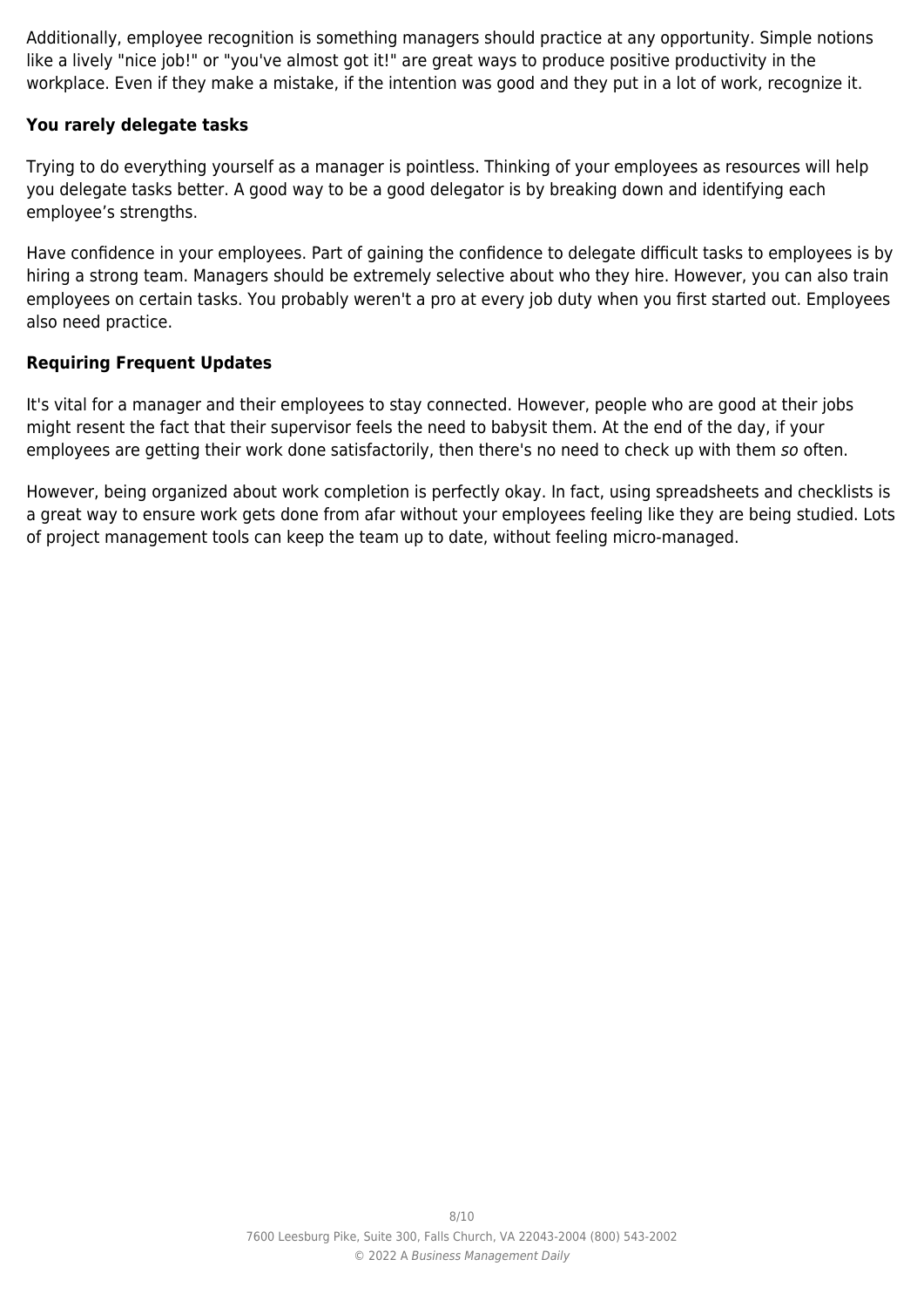Additionally, employee recognition is something managers should practice at any opportunity. Simple notions like a lively "nice job!" or "you've almost got it!" are great ways to produce positive productivity in the workplace. Even if they make a mistake, if the intention was good and they put in a lot of work, recognize it.

### You rarely delegate tasks

Trying to do everything yourself as a manager is pointless. Thinking of your employees as resources will help you delegate tasks better. A good way to be a good delegator is by breaking down and identifying each employee’s strengths.

Have confidence in your employees. Part of gaining the confidence to delegate difficult tasks to employees is by hiring a strong team. Managers should be extremely selective about who they hire. However, you can also train employees on certain tasks. You probably weren't a pro at every job duty when you first started out. Employees also need practice.

### Requiring Frequent Updates

It's vital for a manager and their employees to stay connected. However, people who are good at their jobs might resent the fact that their supervisor feels the need to babysit them. At the end of the day, if your employees are getting their work done satisfactorily, then there's no need to check up with them *so* often.

However, being organized about work completion is perfectly okay. In fact, using spreadsheets and checklists is a great way to ensure work gets done from afar without your employees feeling like they are being studied. Lots of project management tools can keep the team up to date, without feeling micro-managed.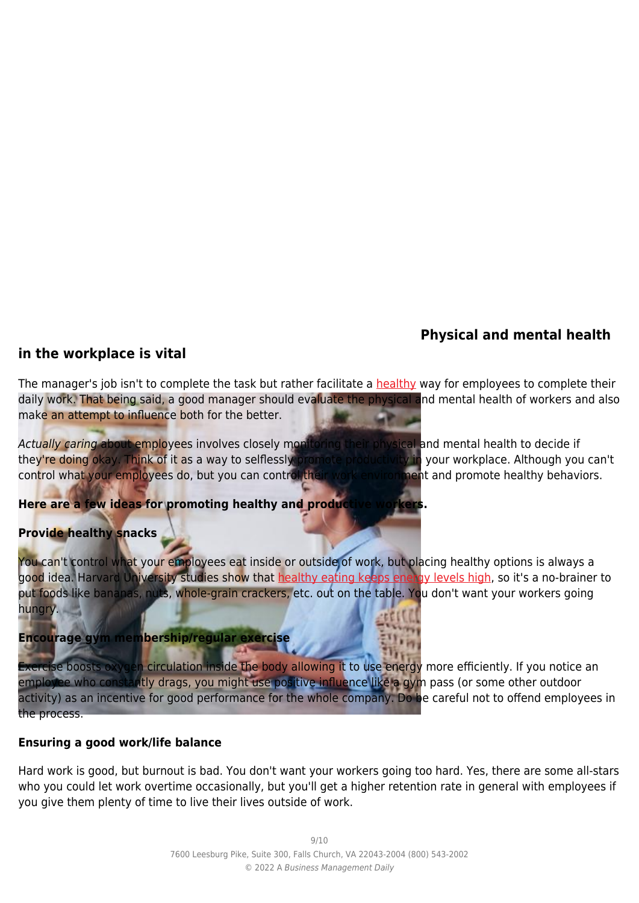### Physical and mental health in the workplace is vital

The manager's job isn't to complete the task but rather facilitate a healthy way for employees to complete their daily work. That being said, a good manager should evaluate the physical and mental health of workers and also make an attempt to influence both for the better.

*Actually caring* about employees involves closely monitoring their physical and mental health to decide if they're doing okay. Think of it as a way to selflessly promote productivity in your workplace. Although you can't control what your employees do, but you can control their work environment and promote healthy behaviors.

**Here are a few ideas for promoting healthy and productive workers.**

**Provide healthy snacks**

You can't control what your employees eat inside or outside of work, but placing healthy options is always a good idea. Harvard University studies show that healthy eating keeps energy levels high, so it's a no-brainer to put foods like bananas, nuts, whole-grain crackers, etc. out on the table. You don't want your workers going hungry.

**Encourage gym membership/regular exercise**

Exercise boosts oxygen circulation inside the body allowing it to use energy more efficiently. If you notice an employee who constantly drags, you might use positive influence like a gym pass (or some other outdoor activity) as an incentive for good performance for the whole company. Do be careful not to offend employees in the process.

**Ensuring a good work/life balance**

Hard work is good, but burnout is bad. You don't want your workers going too hard. Yes, there are some all-stars who you could let work overtime occasionally, but you'll get a higher retention rate in general with employees if you give them plenty of time to live their lives outside of work.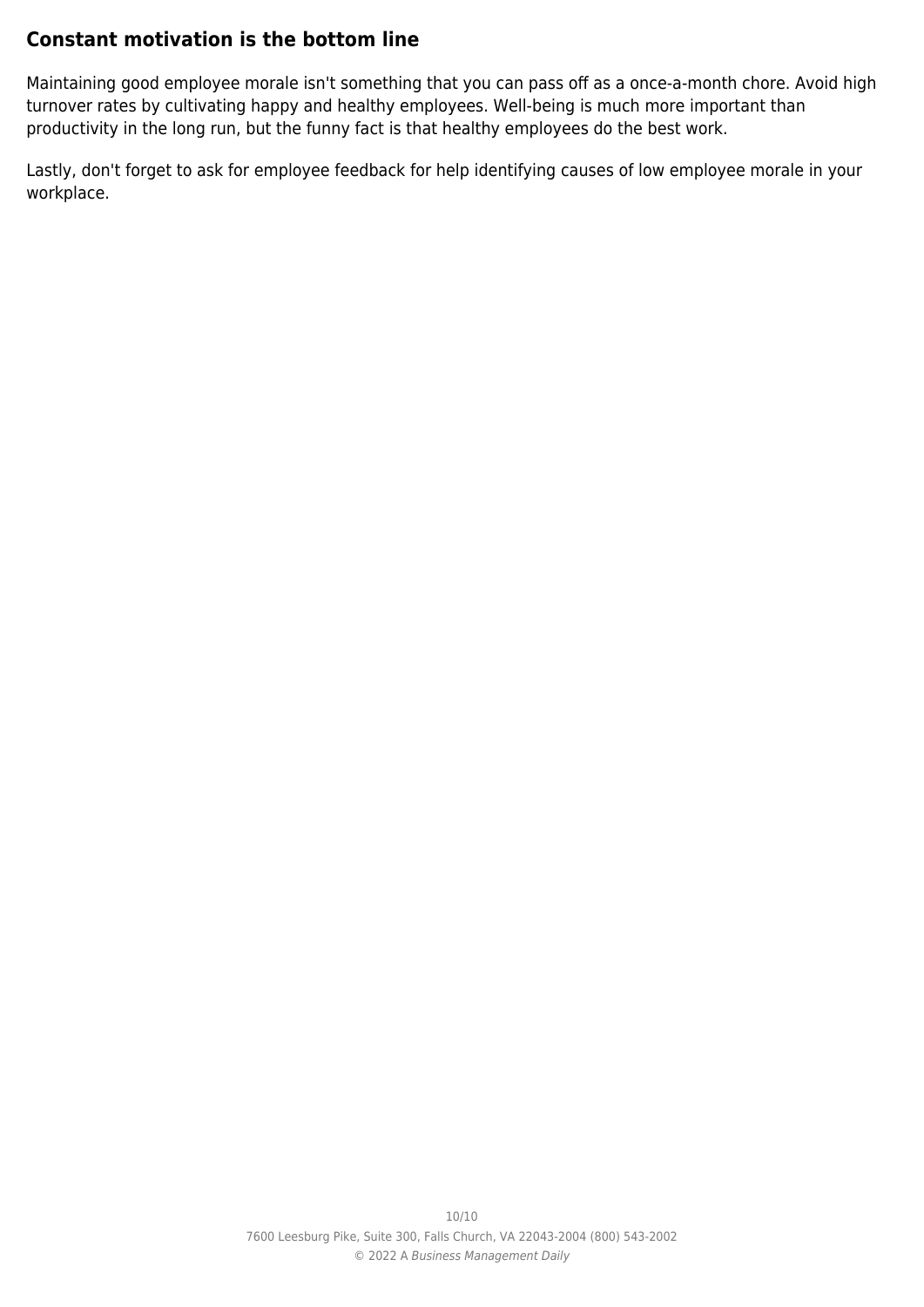## Constant motivation is the bottom line

Maintaining good employee morale isn't something that you can pass off as a once-a-month chore. Avoid high turnover rates by cultivating happy and healthy employees. Well-being is much more important than productivity in the long run, but the funny fact is that healthy employees do the best work.

Lastly, don't forget to ask for employee feedback for help identifying causes of low employee morale in your workplace.